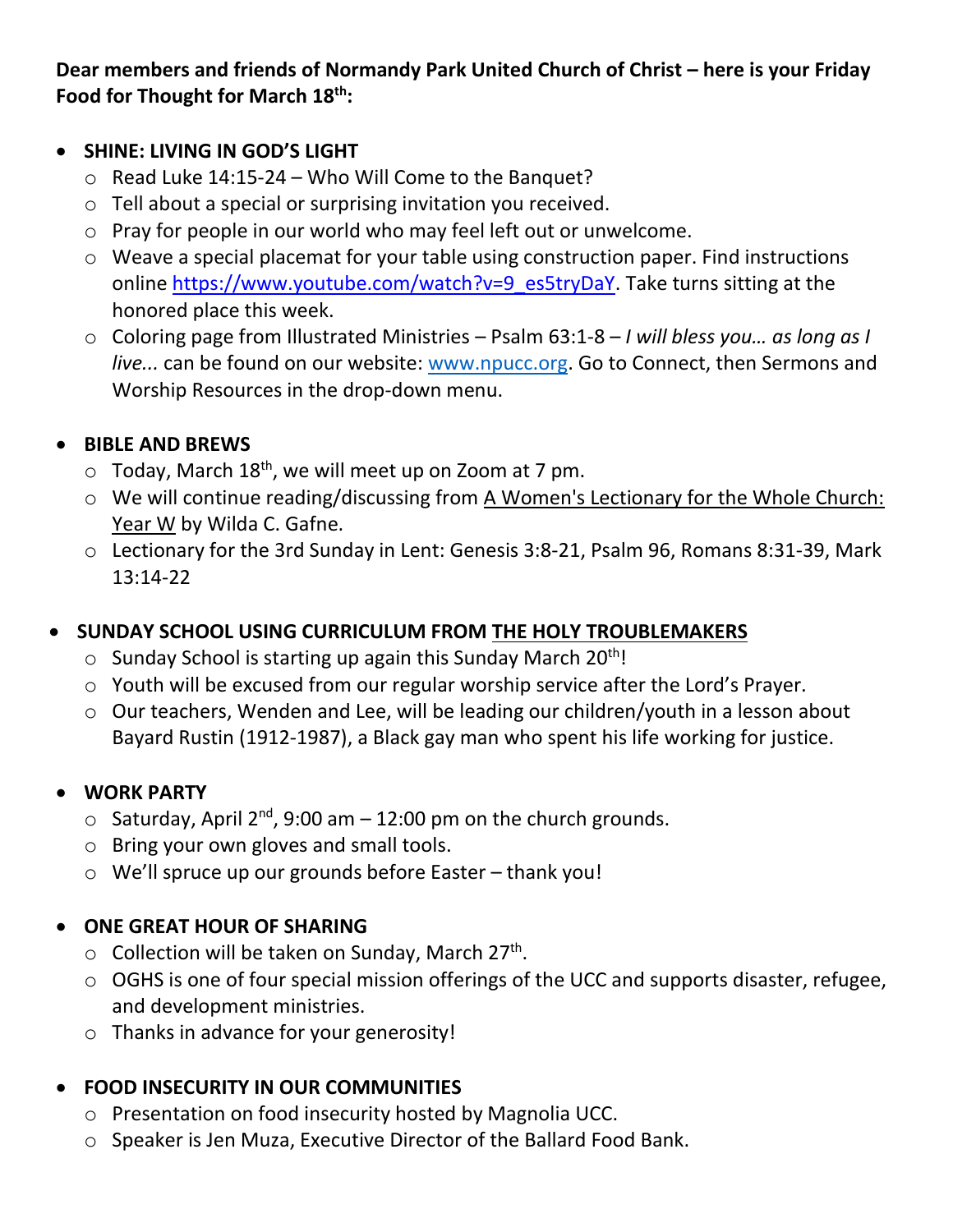**Dear members and friends of Normandy Park United Church of Christ – here is your Friday Food for Thought for March 18th:**

- **SHINE: LIVING IN GOD'S LIGHT**
  - Read Luke 14:15-24 – Who Will Come to the Banquet?
  - Tell about a special or surprising invitation you received.
  - Pray for people in our world who may feel left out or unwelcome.
  - Weave a special placemat for your table using construction paper. Find instructions online https://www.youtube.com/watch?v=9_es5tryDaY. Take turns sitting at the honored place this week.
  - Coloring page from Illustrated Ministries – Psalm 63:1-8 – *I will bless you… as long as I live...* can be found on our website: www.npucc.org. Go to Connect, then Sermons and Worship Resources in the drop-down menu.

- **BIBLE AND BREWS**
  - Today, March 18th, we will meet up on Zoom at 7 pm.
  - We will continue reading/discussing from A Women's Lectionary for the Whole Church: Year W by Wilda C. Gafne.
  - Lectionary for the 3rd Sunday in Lent: Genesis 3:8-21, Psalm 96, Romans 8:31-39, Mark 13:14-22

- **SUNDAY SCHOOL USING CURRICULUM FROM THE HOLY TROUBLEMAKERS**
  - Sunday School is starting up again this Sunday March 20th!
  - Youth will be excused from our regular worship service after the Lord's Prayer.
  - Our teachers, Wenden and Lee, will be leading our children/youth in a lesson about Bayard Rustin (1912-1987), a Black gay man who spent his life working for justice.

- **WORK PARTY**
  - Saturday, April 2nd, 9:00 am – 12:00 pm on the church grounds.
  - Bring your own gloves and small tools.
  - We'll spruce up our grounds before Easter – thank you!

- **ONE GREAT HOUR OF SHARING**
  - Collection will be taken on Sunday, March 27th.
  - OGHS is one of four special mission offerings of the UCC and supports disaster, refugee, and development ministries.
  - Thanks in advance for your generosity!

- **FOOD INSECURITY IN OUR COMMUNITIES**
  - Presentation on food insecurity hosted by Magnolia UCC.
  - Speaker is Jen Muza, Executive Director of the Ballard Food Bank.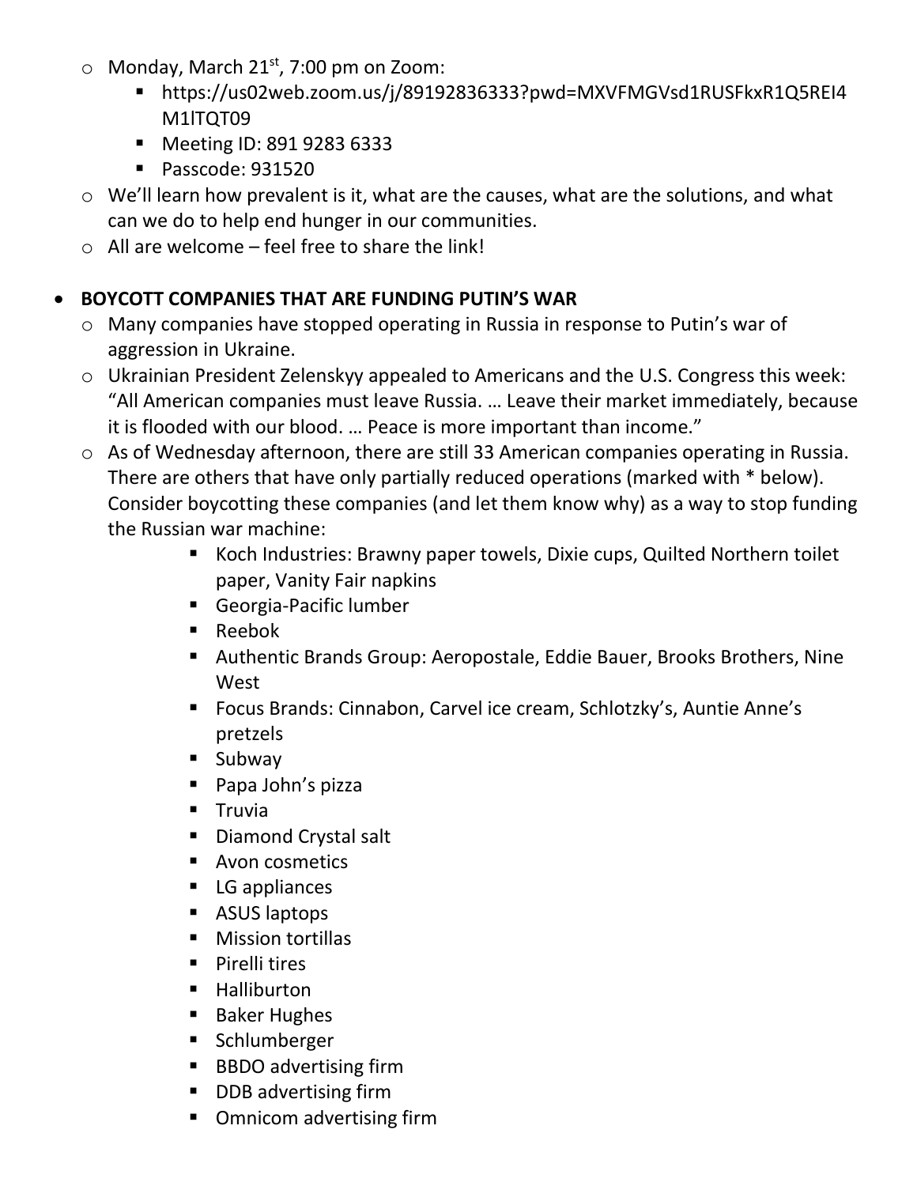- Monday, March 21st, 7:00 pm on Zoom:
  - https://us02web.zoom.us/j/89192836333?pwd=MXVFMGVsd1RUSFkxR1Q5REI4M1lTQT09
  - Meeting ID: 891 9283 6333
  - Passcode: 931520
- We'll learn how prevalent is it, what are the causes, what are the solutions, and what can we do to help end hunger in our communities.
- All are welcome – feel free to share the link!

- **BOYCOTT COMPANIES THAT ARE FUNDING PUTIN'S WAR**
  - Many companies have stopped operating in Russia in response to Putin's war of aggression in Ukraine.
  - Ukrainian President Zelenskyy appealed to Americans and the U.S. Congress this week: "All American companies must leave Russia. … Leave their market immediately, because it is flooded with our blood. … Peace is more important than income."
  - As of Wednesday afternoon, there are still 33 American companies operating in Russia. There are others that have only partially reduced operations (marked with * below). Consider boycotting these companies (and let them know why) as a way to stop funding the Russian war machine:
    - Koch Industries: Brawny paper towels, Dixie cups, Quilted Northern toilet paper, Vanity Fair napkins
    - Georgia-Pacific lumber
    - Reebok
    - Authentic Brands Group: Aeropostale, Eddie Bauer, Brooks Brothers, Nine West
    - Focus Brands: Cinnabon, Carvel ice cream, Schlotzky's, Auntie Anne's pretzels
    - Subway
    - Papa John's pizza
    - Truvia
    - Diamond Crystal salt
    - Avon cosmetics
    - LG appliances
    - ASUS laptops
    - Mission tortillas
    - Pirelli tires
    - Halliburton
    - Baker Hughes
    - Schlumberger
    - BBDO advertising firm
    - DDB advertising firm
    - Omnicom advertising firm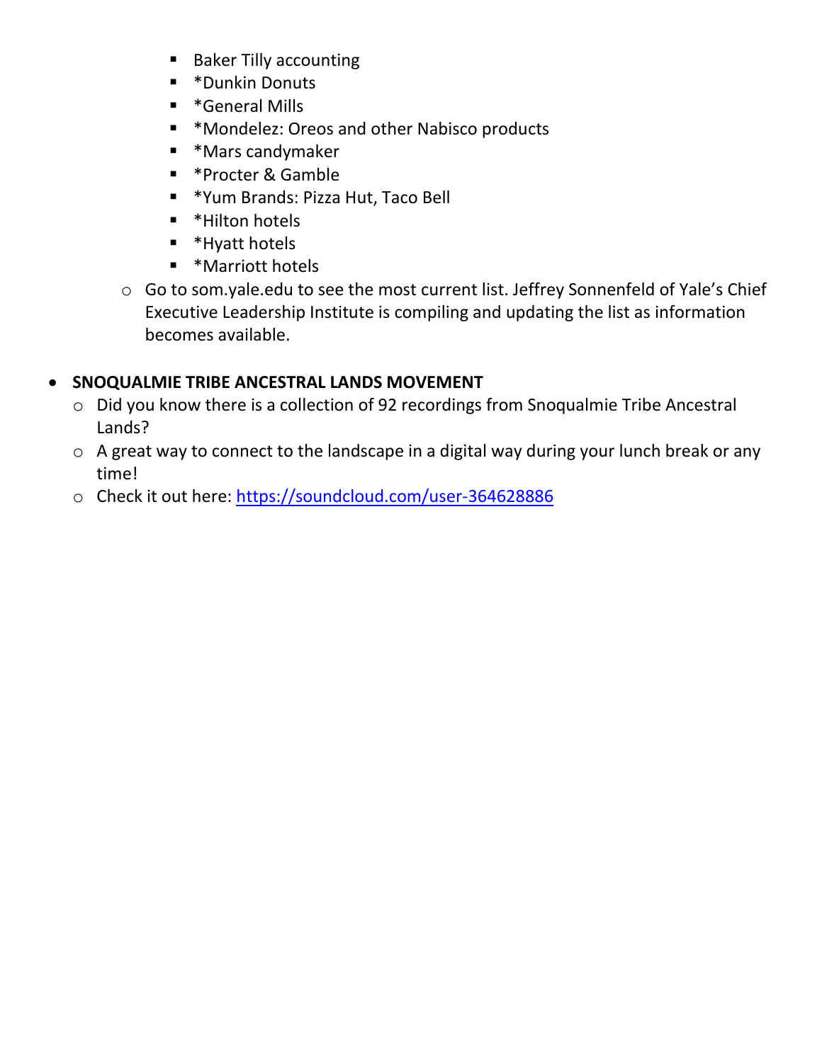- Baker Tilly accounting
        - *Dunkin Donuts
        - *General Mills
        - *Mondelez: Oreos and other Nabisco products
        - *Mars candymaker
        - *Procter & Gamble
        - *Yum Brands: Pizza Hut, Taco Bell
        - *Hilton hotels
        - *Hyatt hotels
        - *Marriott hotels
    - Go to som.yale.edu to see the most current list. Jeffrey Sonnenfeld of Yale's Chief Executive Leadership Institute is compiling and updating the list as information becomes available.

- **SNOQUALMIE TRIBE ANCESTRAL LANDS MOVEMENT**
    - Did you know there is a collection of 92 recordings from Snoqualmie Tribe Ancestral Lands?
    - A great way to connect to the landscape in a digital way during your lunch break or any time!
    - Check it out here: [https://soundcloud.com/user-364628886](https://soundcloud.com/user-364628886)